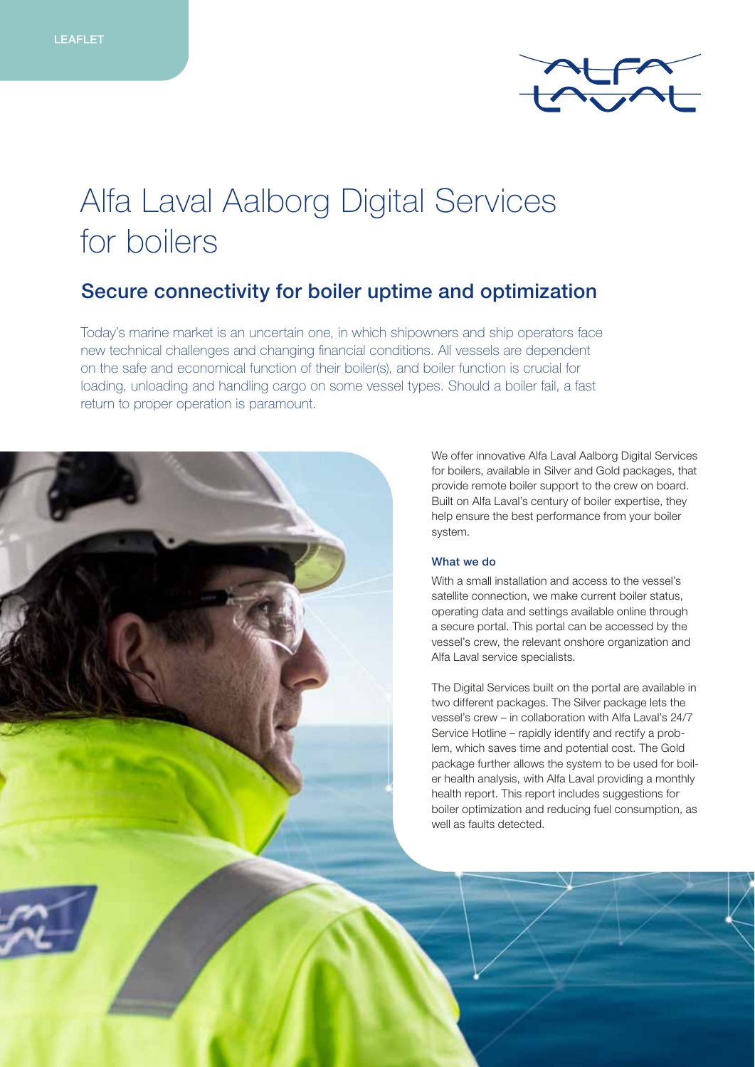LEAFLET

# Alfa Laval Aalborg Digital Services for boilers

## Secure connectivity for boiler uptime and optimization

Today's marine market is an uncertain one, in which shipowners and ship operators face new technical challenges and changing financial conditions. All vessels are dependent on the safe and economical function of their boiler(s), and boiler function is crucial for loading, unloading and handling cargo on some vessel types. Should a boiler fail, a fast return to proper operation is paramount.

We offer innovative Alfa Laval Aalborg Digital Services for boilers, available in Silver and Gold packages, that provide remote boiler support to the crew on board. Built on Alfa Laval's century of boiler expertise, they help ensure the best performance from your boiler system.

### What we do

With a small installation and access to the vessel's satellite connection, we make current boiler status, operating data and settings available online through a secure portal. This portal can be accessed by the vessel's crew, the relevant onshore organization and Alfa Laval service specialists.

The Digital Services built on the portal are available in two different packages. The Silver package lets the vessel's crew – in collaboration with Alfa Laval's 24/7 Service Hotline – rapidly identify and rectify a problem, which saves time and potential cost. The Gold package further allows the system to be used for boiler health analysis, with Alfa Laval providing a monthly health report. This report includes suggestions for boiler optimization and reducing fuel consumption, as well as faults detected.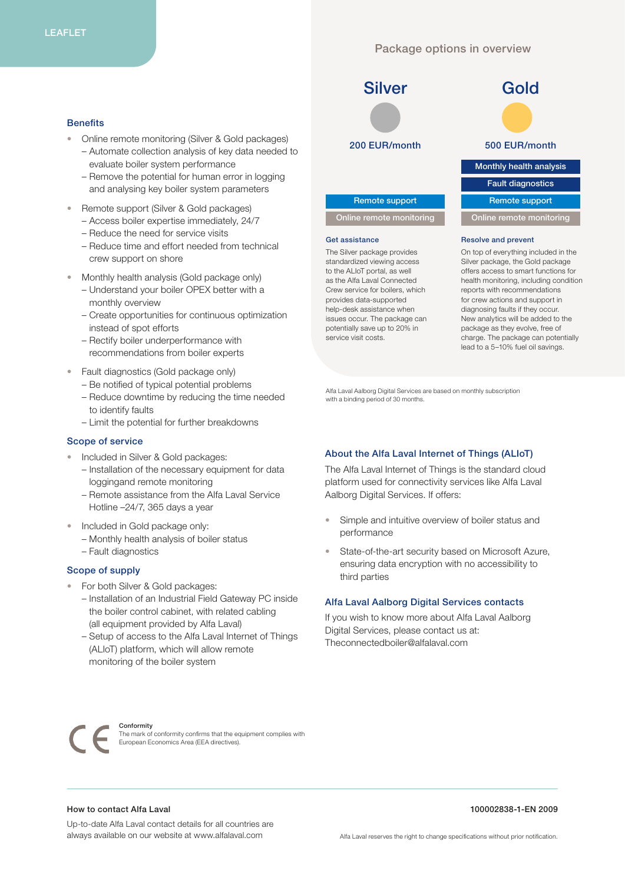LEAFLET

## Benefits

- Online remote monitoring (Silver & Gold packages)
  - Automate collection analysis of key data needed to evaluate boiler system performance
  - Remove the potential for human error in logging and analysing key boiler system parameters
- Remote support (Silver & Gold packages)
  - Access boiler expertise immediately, 24/7
  - Reduce the need for service visits
  - Reduce time and effort needed from technical crew support on shore
- Monthly health analysis (Gold package only)
  - Understand your boiler OPEX better with a monthly overview
  - Create opportunities for continuous optimization instead of spot efforts
  - Rectify boiler underperformance with recommendations from boiler experts
- Fault diagnostics (Gold package only)
  - Be notified of typical potential problems
  - Reduce downtime by reducing the time needed to identify faults
  - Limit the potential for further breakdowns

## Scope of service

- Included in Silver & Gold packages:
  - Installation of the necessary equipment for data loggingand remote monitoring
  - Remote assistance from the Alfa Laval Service Hotline –24/7, 365 days a year
- Included in Gold package only:
  - Monthly health analysis of boiler status
  - Fault diagnostics

## Scope of supply

- For both Silver & Gold packages:
  - Installation of an Industrial Field Gateway PC inside the boiler control cabinet, with related cabling (all equipment provided by Alfa Laval)
  - Setup of access to the Alfa Laval Internet of Things (ALIoT) platform, which will allow remote monitoring of the boiler system

## Package options in overview

| Silver | Gold |
|---|---|
| 200 EUR/month | 500 EUR/month |
| | Monthly health analysis |
| | Fault diagnostics |
| Remote support | Remote support |
| Online remote monitoring | Online remote monitoring |

### Get assistance

The Silver package provides standardized viewing access to the ALIoT portal, as well as the Alfa Laval Connected Crew service for boilers, which provides data-supported help-desk assistance when issues occur. The package can potentially save up to 20% in service visit costs.

### Resolve and prevent

On top of everything included in the Silver package, the Gold package offers access to smart functions for health monitoring, including condition reports with recommendations for crew actions and support in diagnosing faults if they occur. New analytics will be added to the package as they evolve, free of charge. The package can potentially lead to a 5–10% fuel oil savings.

Alfa Laval Aalborg Digital Services are based on monthly subscription with a binding period of 30 months.

## About the Alfa Laval Internet of Things (ALIoT)

The Alfa Laval Internet of Things is the standard cloud platform used for connectivity services like Alfa Laval Aalborg Digital Services. If offers:

- Simple and intuitive overview of boiler status and performance
- State-of-the-art security based on Microsoft Azure, ensuring data encryption with no accessibility to third parties

## Alfa Laval Aalborg Digital Services contacts

If you wish to know more about Alfa Laval Aalborg Digital Services, please contact us at: Theconnectedboiler@alfalaval.com

**Conformity**
The mark of conformity confirms that the equipment complies with European Economics Area (EEA directives).

### How to contact Alfa Laval

Up-to-date Alfa Laval contact details for all countries are always available on our website at www.alfalaval.com

100002838-1-EN 2009

Alfa Laval reserves the right to change specifications without prior notification.